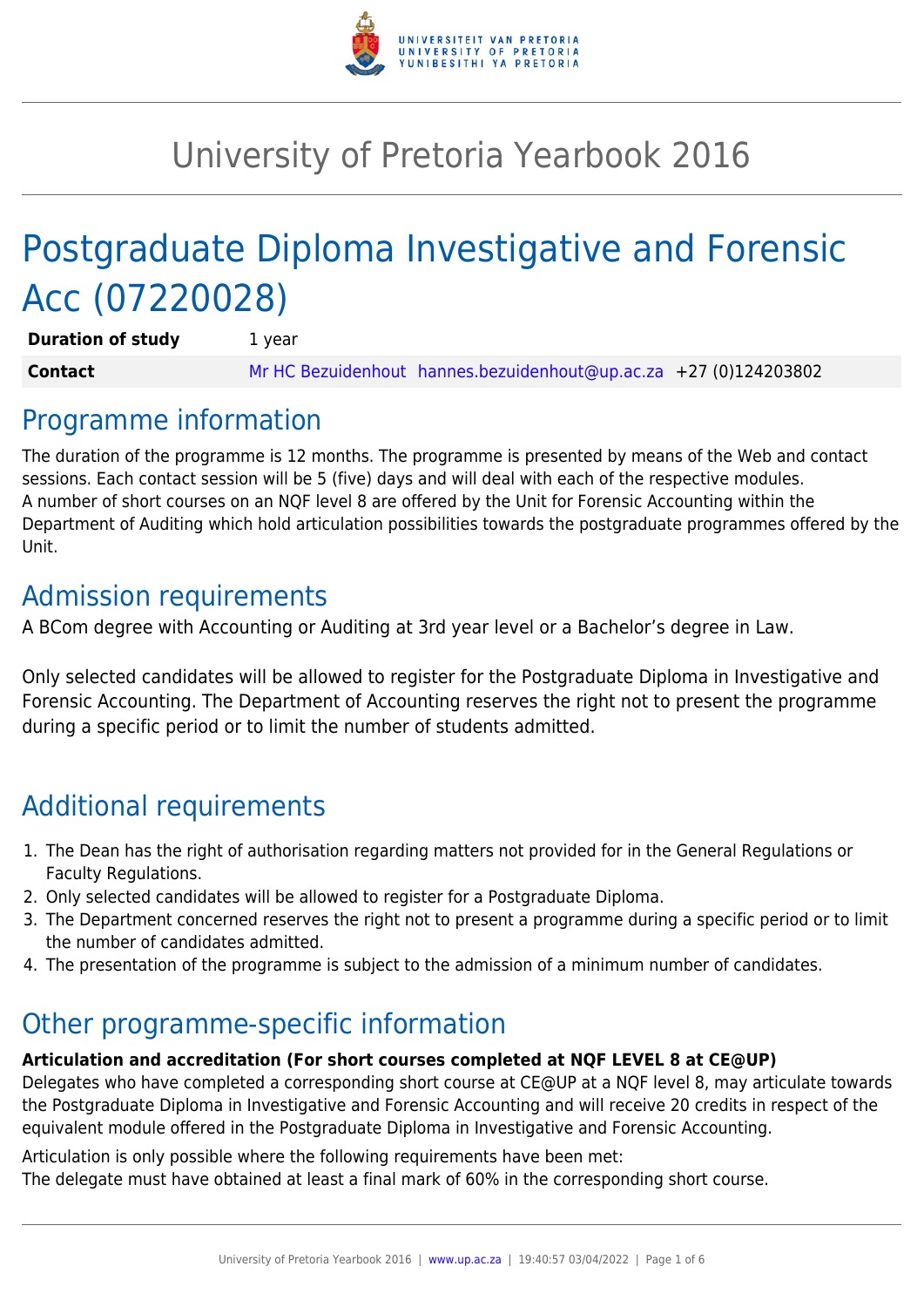# University of Pretoria Yearbook 2016

# Postgraduate Diploma Investigative and Forensic Acc (07220028)

| | |
|---|---|
| **Duration of study** | 1 year |
| **Contact** | Mr HC Bezuidenhout hannes.bezuidenhout@up.ac.za +27 (0)124203802 |

## Programme information

The duration of the programme is 12 months. The programme is presented by means of the Web and contact sessions. Each contact session will be 5 (five) days and will deal with each of the respective modules.
A number of short courses on an NQF level 8 are offered by the Unit for Forensic Accounting within the Department of Auditing which hold articulation possibilities towards the postgraduate programmes offered by the Unit.

## Admission requirements

A BCom degree with Accounting or Auditing at 3rd year level or a Bachelor's degree in Law.

Only selected candidates will be allowed to register for the Postgraduate Diploma in Investigative and Forensic Accounting. The Department of Accounting reserves the right not to present the programme during a specific period or to limit the number of students admitted.

## Additional requirements

1. The Dean has the right of authorisation regarding matters not provided for in the General Regulations or Faculty Regulations.
2. Only selected candidates will be allowed to register for a Postgraduate Diploma.
3. The Department concerned reserves the right not to present a programme during a specific period or to limit the number of candidates admitted.
4. The presentation of the programme is subject to the admission of a minimum number of candidates.

## Other programme-specific information

**Articulation and accreditation (For short courses completed at NQF LEVEL 8 at CE@UP)**
Delegates who have completed a corresponding short course at CE@UP at a NQF level 8, may articulate towards the Postgraduate Diploma in Investigative and Forensic Accounting and will receive 20 credits in respect of the equivalent module offered in the Postgraduate Diploma in Investigative and Forensic Accounting.

Articulation is only possible where the following requirements have been met:
The delegate must have obtained at least a final mark of 60% in the corresponding short course.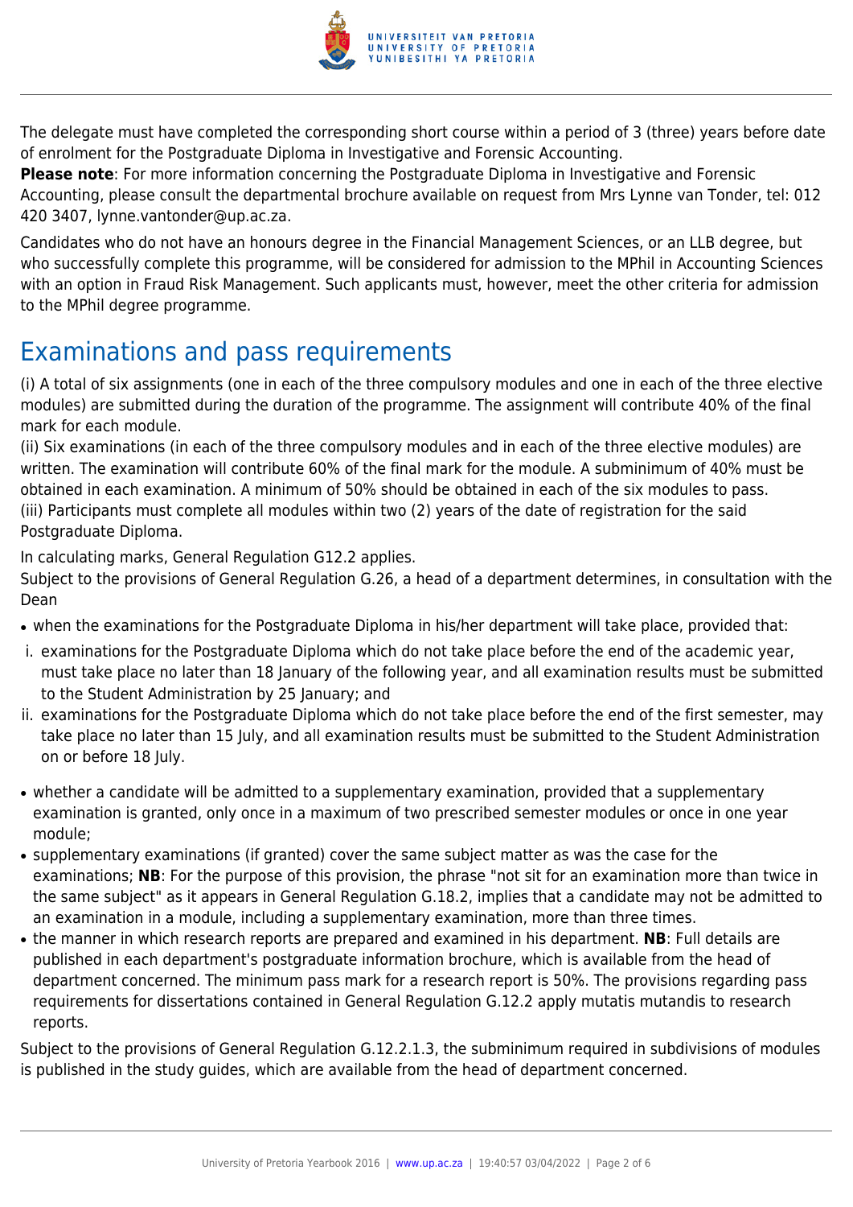The delegate must have completed the corresponding short course within a period of 3 (three) years before date of enrolment for the Postgraduate Diploma in Investigative and Forensic Accounting.
**Please note**: For more information concerning the Postgraduate Diploma in Investigative and Forensic Accounting, please consult the departmental brochure available on request from Mrs Lynne van Tonder, tel: 012 420 3407, lynne.vantonder@up.ac.za.

Candidates who do not have an honours degree in the Financial Management Sciences, or an LLB degree, but who successfully complete this programme, will be considered for admission to the MPhil in Accounting Sciences with an option in Fraud Risk Management. Such applicants must, however, meet the other criteria for admission to the MPhil degree programme.

# Examinations and pass requirements

(i) A total of six assignments (one in each of the three compulsory modules and one in each of the three elective modules) are submitted during the duration of the programme. The assignment will contribute 40% of the final mark for each module.
(ii) Six examinations (in each of the three compulsory modules and in each of the three elective modules) are written. The examination will contribute 60% of the final mark for the module. A subminimum of 40% must be obtained in each examination. A minimum of 50% should be obtained in each of the six modules to pass.
(iii) Participants must complete all modules within two (2) years of the date of registration for the said Postgraduate Diploma.

In calculating marks, General Regulation G12.2 applies.
Subject to the provisions of General Regulation G.26, a head of a department determines, in consultation with the Dean

- when the examinations for the Postgraduate Diploma in his/her department will take place, provided that:
  i. examinations for the Postgraduate Diploma which do not take place before the end of the academic year, must take place no later than 18 January of the following year, and all examination results must be submitted to the Student Administration by 25 January; and
  ii. examinations for the Postgraduate Diploma which do not take place before the end of the first semester, may take place no later than 15 July, and all examination results must be submitted to the Student Administration on or before 18 July.
- whether a candidate will be admitted to a supplementary examination, provided that a supplementary examination is granted, only once in a maximum of two prescribed semester modules or once in one year module;
- supplementary examinations (if granted) cover the same subject matter as was the case for the examinations; **NB**: For the purpose of this provision, the phrase "not sit for an examination more than twice in the same subject" as it appears in General Regulation G.18.2, implies that a candidate may not be admitted to an examination in a module, including a supplementary examination, more than three times.
- the manner in which research reports are prepared and examined in his department. **NB**: Full details are published in each department's postgraduate information brochure, which is available from the head of department concerned. The minimum pass mark for a research report is 50%. The provisions regarding pass requirements for dissertations contained in General Regulation G.12.2 apply mutatis mutandis to research reports.

Subject to the provisions of General Regulation G.12.2.1.3, the subminimum required in subdivisions of modules is published in the study guides, which are available from the head of department concerned.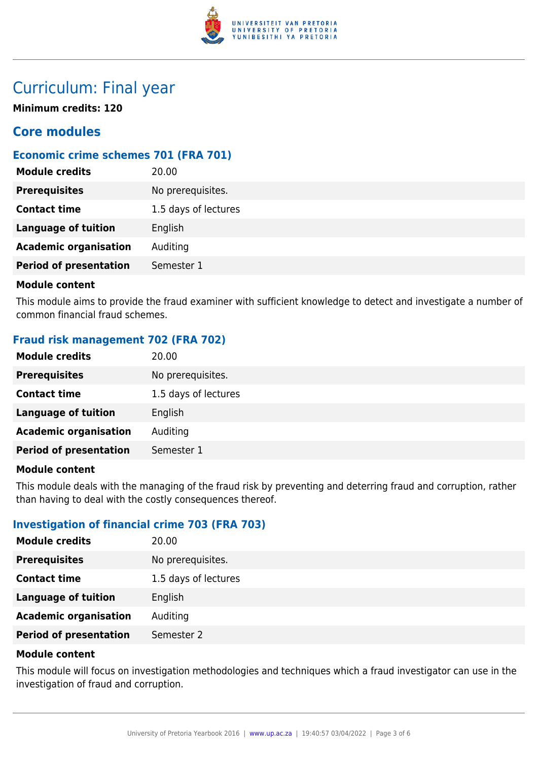# Curriculum: Final year

**Minimum credits: 120**

## Core modules

### Economic crime schemes 701 (FRA 701)

| | |
|---|---|
| **Module credits** | 20.00 |
| **Prerequisites** | No prerequisites. |
| **Contact time** | 1.5 days of lectures |
| **Language of tuition** | English |
| **Academic organisation** | Auditing |
| **Period of presentation** | Semester 1 |

**Module content**

This module aims to provide the fraud examiner with sufficient knowledge to detect and investigate a number of common financial fraud schemes.

### Fraud risk management 702 (FRA 702)

| | |
|---|---|
| **Module credits** | 20.00 |
| **Prerequisites** | No prerequisites. |
| **Contact time** | 1.5 days of lectures |
| **Language of tuition** | English |
| **Academic organisation** | Auditing |
| **Period of presentation** | Semester 1 |

**Module content**

This module deals with the managing of the fraud risk by preventing and deterring fraud and corruption, rather than having to deal with the costly consequences thereof.

### Investigation of financial crime 703 (FRA 703)

| | |
|---|---|
| **Module credits** | 20.00 |
| **Prerequisites** | No prerequisites. |
| **Contact time** | 1.5 days of lectures |
| **Language of tuition** | English |
| **Academic organisation** | Auditing |
| **Period of presentation** | Semester 2 |

**Module content**

This module will focus on investigation methodologies and techniques which a fraud investigator can use in the investigation of fraud and corruption.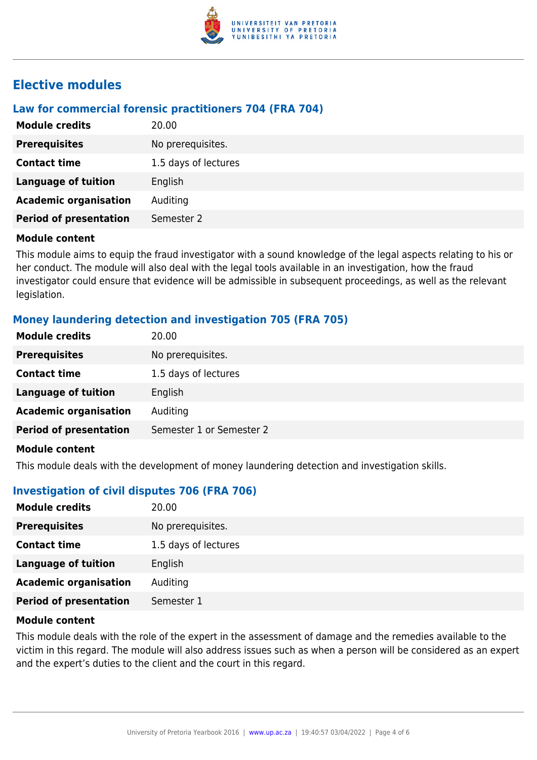## Elective modules

### Law for commercial forensic practitioners 704 (FRA 704)

| | |
|---|---|
| **Module credits** | 20.00 |
| **Prerequisites** | No prerequisites. |
| **Contact time** | 1.5 days of lectures |
| **Language of tuition** | English |
| **Academic organisation** | Auditing |
| **Period of presentation** | Semester 2 |

**Module content**

This module aims to equip the fraud investigator with a sound knowledge of the legal aspects relating to his or her conduct. The module will also deal with the legal tools available in an investigation, how the fraud investigator could ensure that evidence will be admissible in subsequent proceedings, as well as the relevant legislation.

### Money laundering detection and investigation 705 (FRA 705)

| | |
|---|---|
| **Module credits** | 20.00 |
| **Prerequisites** | No prerequisites. |
| **Contact time** | 1.5 days of lectures |
| **Language of tuition** | English |
| **Academic organisation** | Auditing |
| **Period of presentation** | Semester 1 or Semester 2 |

**Module content**

This module deals with the development of money laundering detection and investigation skills.

### Investigation of civil disputes 706 (FRA 706)

| | |
|---|---|
| **Module credits** | 20.00 |
| **Prerequisites** | No prerequisites. |
| **Contact time** | 1.5 days of lectures |
| **Language of tuition** | English |
| **Academic organisation** | Auditing |
| **Period of presentation** | Semester 1 |

**Module content**

This module deals with the role of the expert in the assessment of damage and the remedies available to the victim in this regard. The module will also address issues such as when a person will be considered as an expert and the expert's duties to the client and the court in this regard.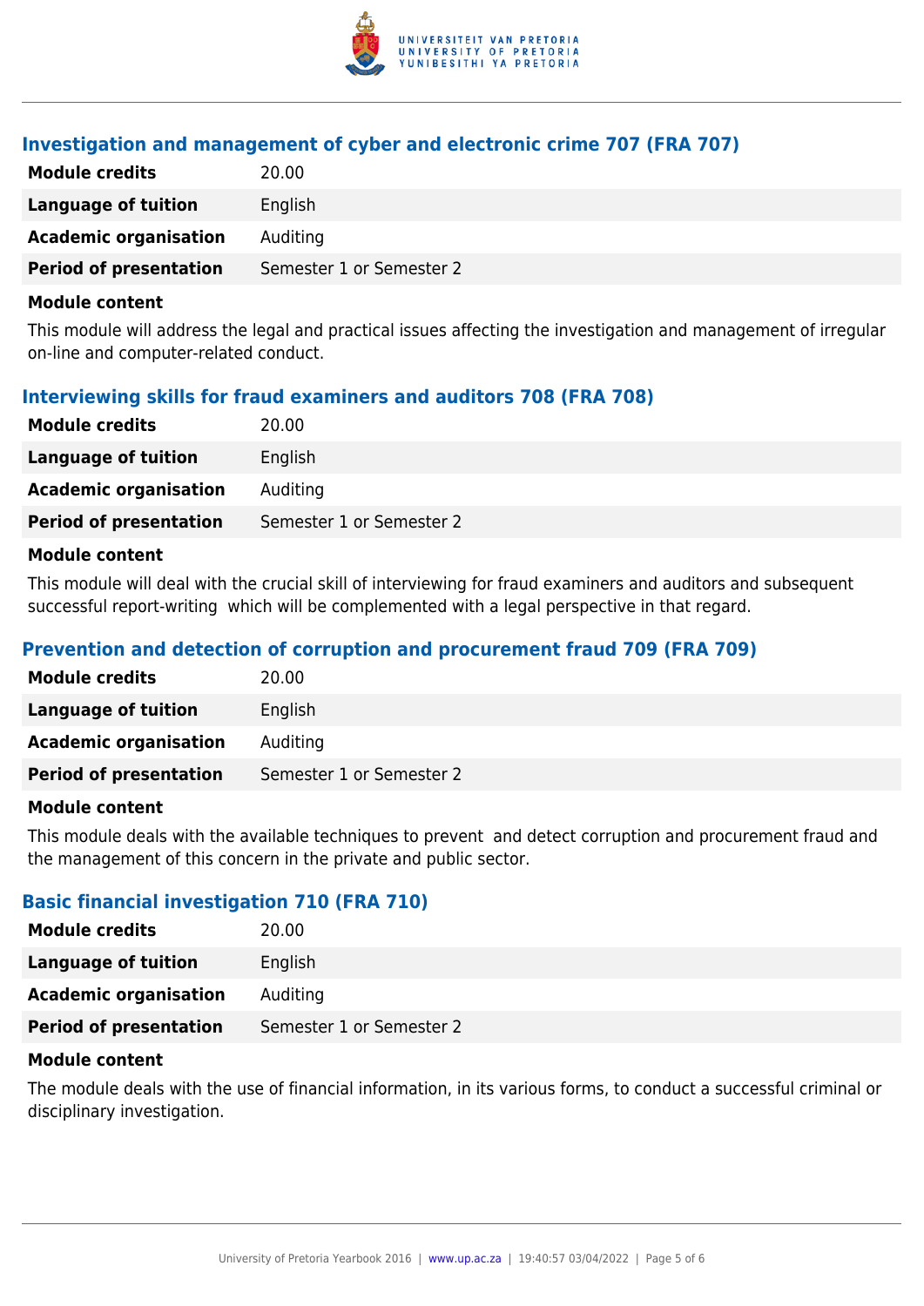### Investigation and management of cyber and electronic crime 707 (FRA 707)

| | |
|---|---|
| **Module credits** | 20.00 |
| **Language of tuition** | English |
| **Academic organisation** | Auditing |
| **Period of presentation** | Semester 1 or Semester 2 |

**Module content**

This module will address the legal and practical issues affecting the investigation and management of irregular on-line and computer-related conduct.

### Interviewing skills for fraud examiners and auditors 708 (FRA 708)

| | |
|---|---|
| **Module credits** | 20.00 |
| **Language of tuition** | English |
| **Academic organisation** | Auditing |
| **Period of presentation** | Semester 1 or Semester 2 |

**Module content**

This module will deal with the crucial skill of interviewing for fraud examiners and auditors and subsequent successful report-writing which will be complemented with a legal perspective in that regard.

### Prevention and detection of corruption and procurement fraud 709 (FRA 709)

| | |
|---|---|
| **Module credits** | 20.00 |
| **Language of tuition** | English |
| **Academic organisation** | Auditing |
| **Period of presentation** | Semester 1 or Semester 2 |

**Module content**

This module deals with the available techniques to prevent and detect corruption and procurement fraud and the management of this concern in the private and public sector.

### Basic financial investigation 710 (FRA 710)

| | |
|---|---|
| **Module credits** | 20.00 |
| **Language of tuition** | English |
| **Academic organisation** | Auditing |
| **Period of presentation** | Semester 1 or Semester 2 |

**Module content**

The module deals with the use of financial information, in its various forms, to conduct a successful criminal or disciplinary investigation.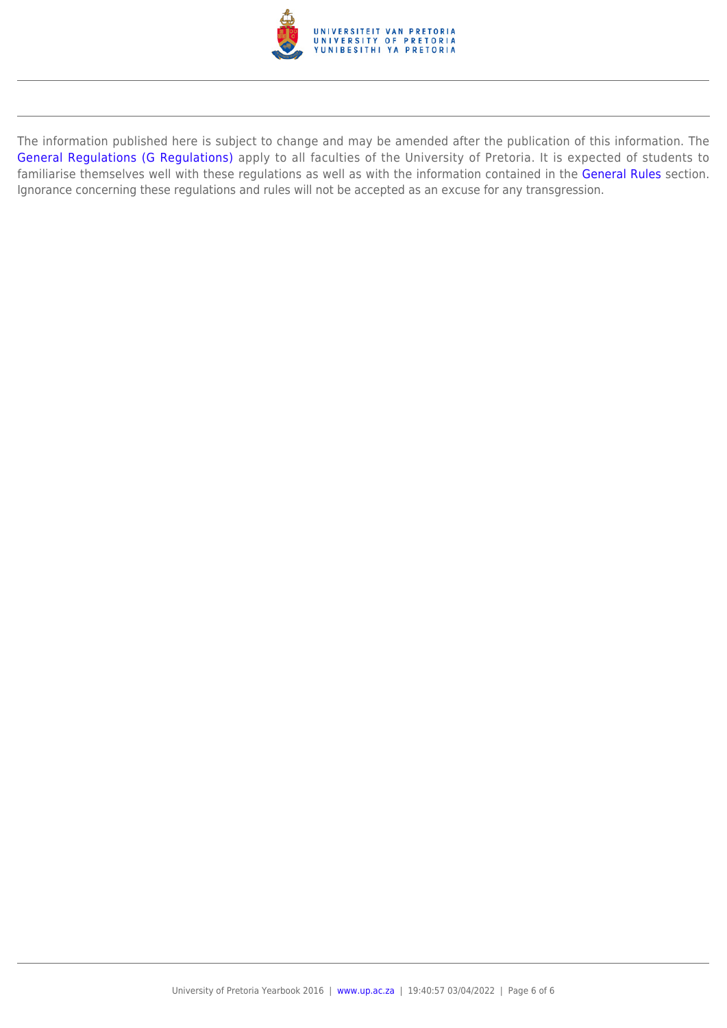The information published here is subject to change and may be amended after the publication of this information. The General Regulations (G Regulations) apply to all faculties of the University of Pretoria. It is expected of students to familiarise themselves well with these regulations as well as with the information contained in the General Rules section. Ignorance concerning these regulations and rules will not be accepted as an excuse for any transgression.